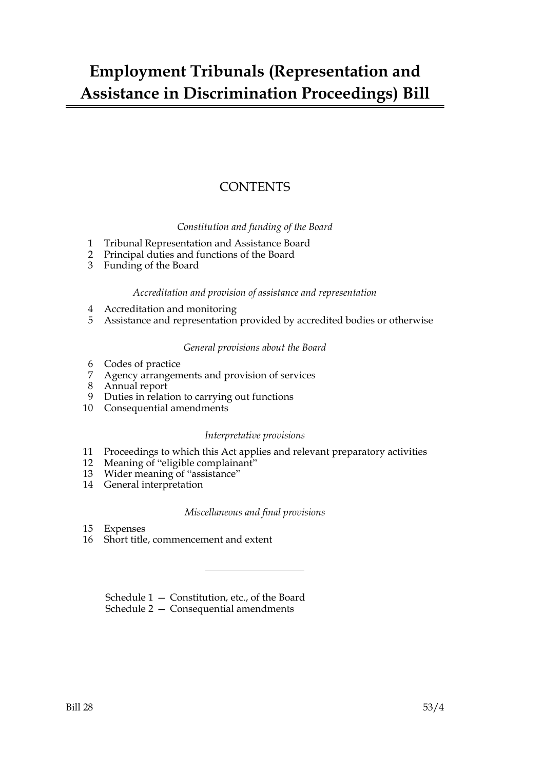# Employment Tribunals (Representation and Assistance in Discrimination Proceedings) Bill

## CONTENTS

*Constitution and funding of the Board*

1 Tribunal Representation and Assistance Board
2 Principal duties and functions of the Board
3 Funding of the Board

*Accreditation and provision of assistance and representation*

4 Accreditation and monitoring
5 Assistance and representation provided by accredited bodies or otherwise

*General provisions about the Board*

6 Codes of practice
7 Agency arrangements and provision of services
8 Annual report
9 Duties in relation to carrying out functions
10 Consequential amendments

*Interpretative provisions*

11 Proceedings to which this Act applies and relevant preparatory activities
12 Meaning of "eligible complainant"
13 Wider meaning of "assistance"
14 General interpretation

*Miscellaneous and final provisions*

15 Expenses
16 Short title, commencement and extent

---

Schedule 1 — Constitution, etc., of the Board
Schedule 2 — Consequential amendments

Bill 28 53/4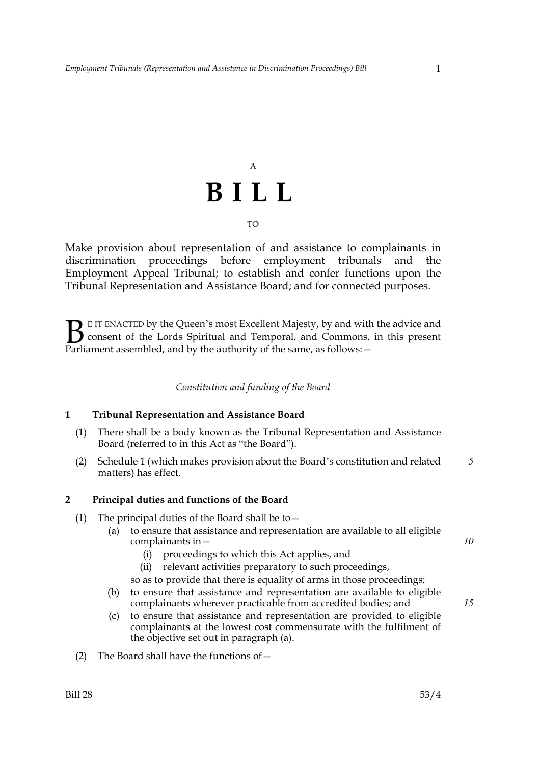A

# B I L L

TO

Make provision about representation of and assistance to complainants in discrimination proceedings before employment tribunals and the Employment Appeal Tribunal; to establish and confer functions upon the Tribunal Representation and Assistance Board; and for connected purposes.

BE IT ENACTED by the Queen's most Excellent Majesty, by and with the advice and consent of the Lords Spiritual and Temporal, and Commons, in this present Parliament assembled, and by the authority of the same, as follows:—

*Constitution and funding of the Board*

### 1 Tribunal Representation and Assistance Board

(1) There shall be a body known as the Tribunal Representation and Assistance Board (referred to in this Act as "the Board").

(2) Schedule 1 (which makes provision about the Board's constitution and related matters) has effect.

### 2 Principal duties and functions of the Board

(1) The principal duties of the Board shall be to—

- (a) to ensure that assistance and representation are available to all eligible complainants in—
  - (i) proceedings to which this Act applies, and
  - (ii) relevant activities preparatory to such proceedings,

  so as to provide that there is equality of arms in those proceedings;
- (b) to ensure that assistance and representation are available to eligible complainants wherever practicable from accredited bodies; and
- (c) to ensure that assistance and representation are provided to eligible complainants at the lowest cost commensurate with the fulfilment of the objective set out in paragraph (a).

(2) The Board shall have the functions of—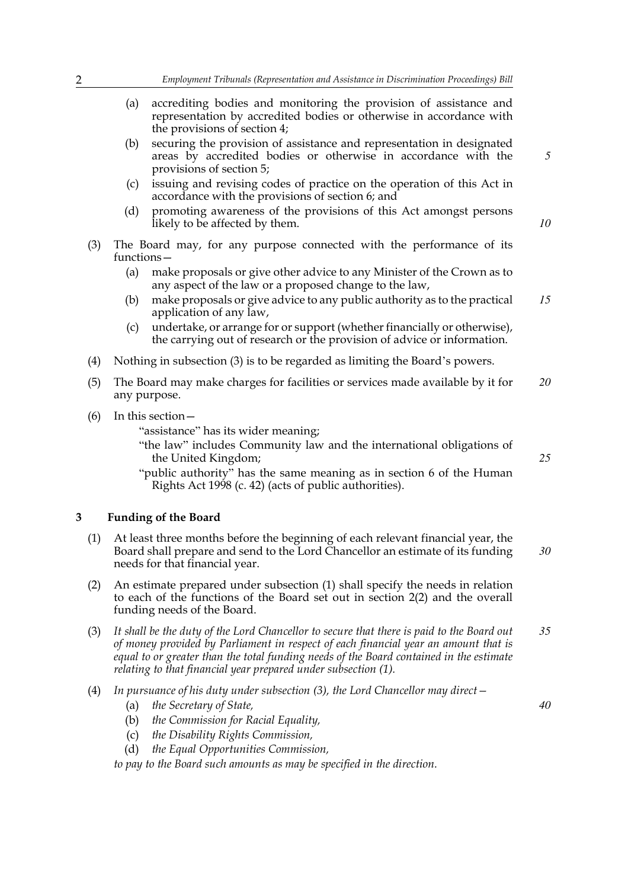(a) accrediting bodies and monitoring the provision of assistance and representation by accredited bodies or otherwise in accordance with the provisions of section 4;

(b) securing the provision of assistance and representation in designated areas by accredited bodies or otherwise in accordance with the provisions of section 5;

(c) issuing and revising codes of practice on the operation of this Act in accordance with the provisions of section 6; and

(d) promoting awareness of the provisions of this Act amongst persons likely to be affected by them.

(3) The Board may, for any purpose connected with the performance of its functions—

(a) make proposals or give other advice to any Minister of the Crown as to any aspect of the law or a proposed change to the law,

(b) make proposals or give advice to any public authority as to the practical application of any law,

(c) undertake, or arrange for or support (whether financially or otherwise), the carrying out of research or the provision of advice or information.

(4) Nothing in subsection (3) is to be regarded as limiting the Board's powers.

(5) The Board may make charges for facilities or services made available by it for any purpose.

(6) In this section—

"assistance" has its wider meaning;

"the law" includes Community law and the international obligations of the United Kingdom;

"public authority" has the same meaning as in section 6 of the Human Rights Act 1998 (c. 42) (acts of public authorities).

## 3 Funding of the Board

(1) At least three months before the beginning of each relevant financial year, the Board shall prepare and send to the Lord Chancellor an estimate of its funding needs for that financial year.

(2) An estimate prepared under subsection (1) shall specify the needs in relation to each of the functions of the Board set out in section 2(2) and the overall funding needs of the Board.

(3) *It shall be the duty of the Lord Chancellor to secure that there is paid to the Board out of money provided by Parliament in respect of each financial year an amount that is equal to or greater than the total funding needs of the Board contained in the estimate relating to that financial year prepared under subsection (1).*

(4) *In pursuance of his duty under subsection (3), the Lord Chancellor may direct—*

(a) *the Secretary of State,*

(b) *the Commission for Racial Equality,*

(c) *the Disability Rights Commission,*

(d) *the Equal Opportunities Commission,*

*to pay to the Board such amounts as may be specified in the direction.*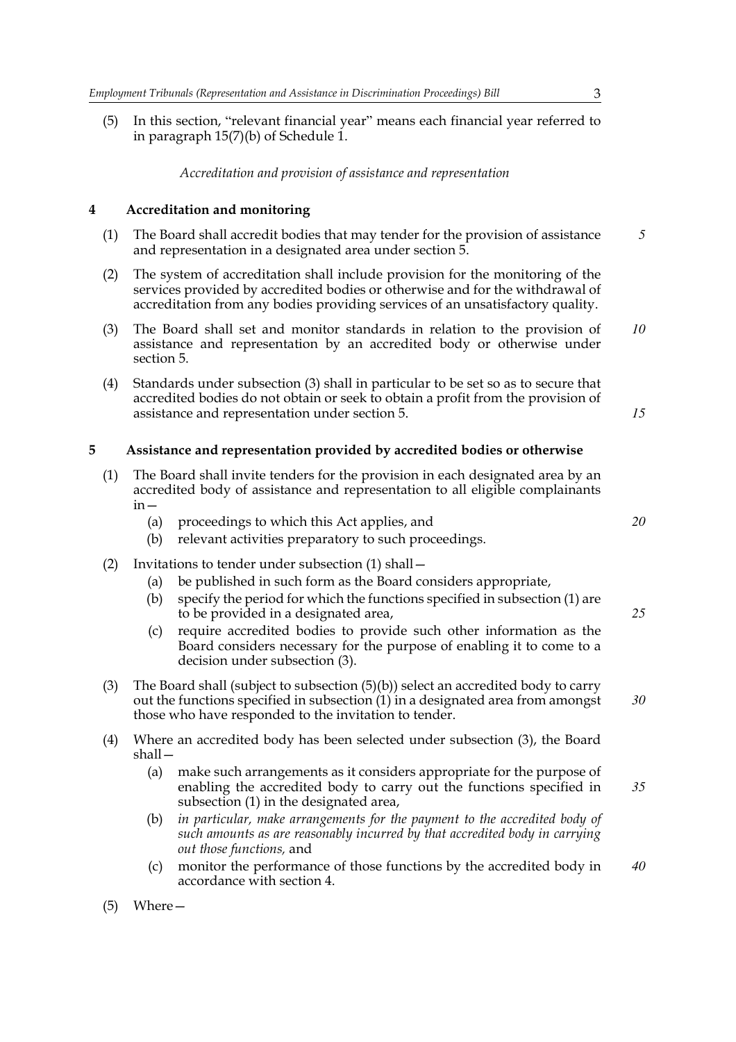(5) In this section, "relevant financial year" means each financial year referred to in paragraph 15(7)(b) of Schedule 1.

*Accreditation and provision of assistance and representation*

### 4 Accreditation and monitoring

(1) The Board shall accredit bodies that may tender for the provision of assistance and representation in a designated area under section 5.

(2) The system of accreditation shall include provision for the monitoring of the services provided by accredited bodies or otherwise and for the withdrawal of accreditation from any bodies providing services of an unsatisfactory quality.

(3) The Board shall set and monitor standards in relation to the provision of assistance and representation by an accredited body or otherwise under section 5.

(4) Standards under subsection (3) shall in particular to be set so as to secure that accredited bodies do not obtain or seek to obtain a profit from the provision of assistance and representation under section 5.

### 5 Assistance and representation provided by accredited bodies or otherwise

(1) The Board shall invite tenders for the provision in each designated area by an accredited body of assistance and representation to all eligible complainants in—

- (a) proceedings to which this Act applies, and
- (b) relevant activities preparatory to such proceedings.

(2) Invitations to tender under subsection (1) shall—

- (a) be published in such form as the Board considers appropriate,
- (b) specify the period for which the functions specified in subsection (1) are to be provided in a designated area,
- (c) require accredited bodies to provide such other information as the Board considers necessary for the purpose of enabling it to come to a decision under subsection (3).

(3) The Board shall (subject to subsection (5)(b)) select an accredited body to carry out the functions specified in subsection (1) in a designated area from amongst those who have responded to the invitation to tender.

(4) Where an accredited body has been selected under subsection (3), the Board shall—

- (a) make such arrangements as it considers appropriate for the purpose of enabling the accredited body to carry out the functions specified in subsection (1) in the designated area,
- (b) *in particular, make arrangements for the payment to the accredited body of such amounts as are reasonably incurred by that accredited body in carrying out those functions,* and
- (c) monitor the performance of those functions by the accredited body in accordance with section 4.

(5) Where—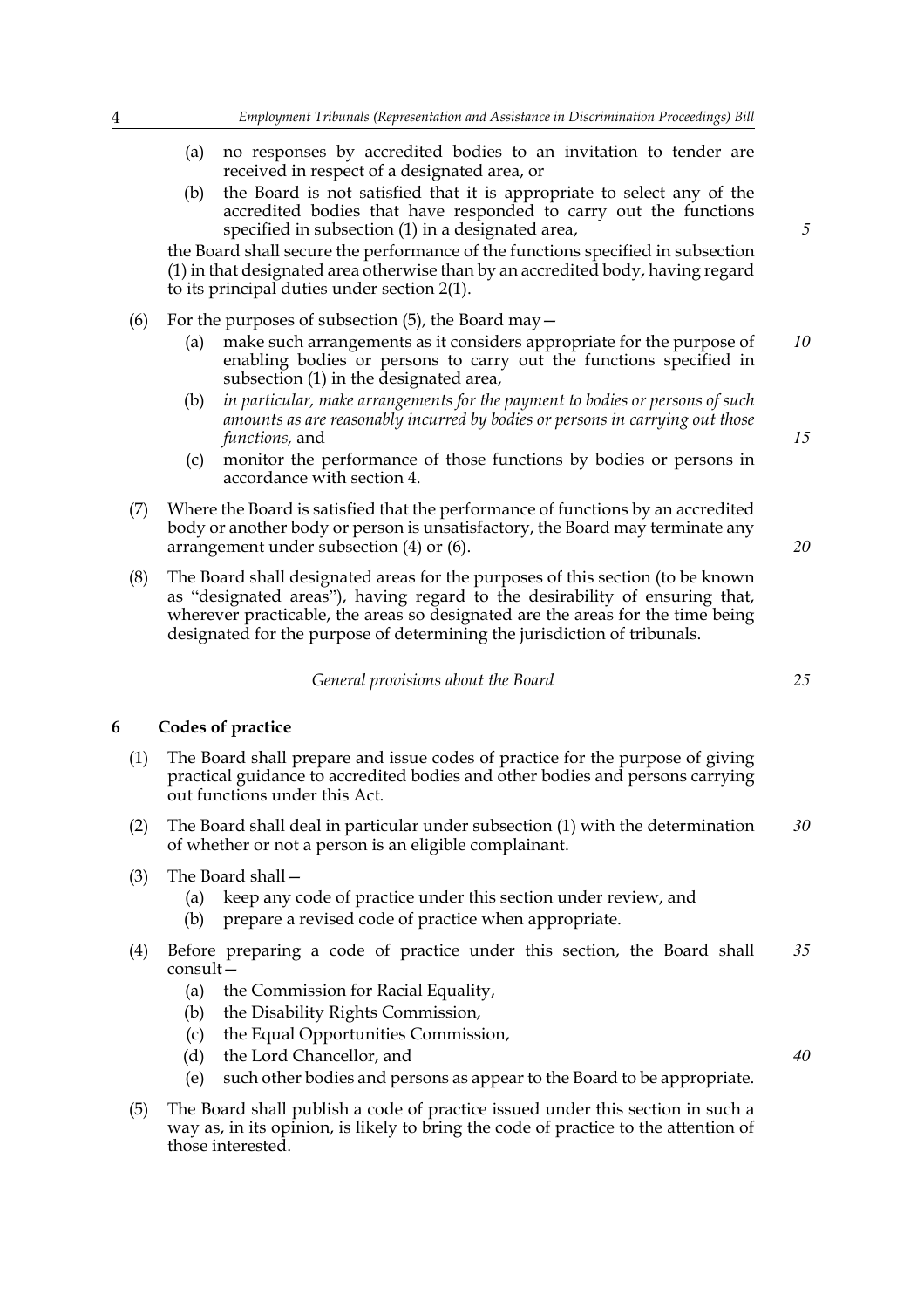(a) no responses by accredited bodies to an invitation to tender are received in respect of a designated area, or

(b) the Board is not satisfied that it is appropriate to select any of the accredited bodies that have responded to carry out the functions specified in subsection (1) in a designated area,

the Board shall secure the performance of the functions specified in subsection (1) in that designated area otherwise than by an accredited body, having regard to its principal duties under section 2(1).

(6) For the purposes of subsection (5), the Board may—

(a) make such arrangements as it considers appropriate for the purpose of enabling bodies or persons to carry out the functions specified in subsection (1) in the designated area,

(b) *in particular, make arrangements for the payment to bodies or persons of such amounts as are reasonably incurred by bodies or persons in carrying out those functions,* and

(c) monitor the performance of those functions by bodies or persons in accordance with section 4.

(7) Where the Board is satisfied that the performance of functions by an accredited body or another body or person is unsatisfactory, the Board may terminate any arrangement under subsection (4) or (6).

(8) The Board shall designated areas for the purposes of this section (to be known as "designated areas"), having regard to the desirability of ensuring that, wherever practicable, the areas so designated are the areas for the time being designated for the purpose of determining the jurisdiction of tribunals.

*General provisions about the Board*

## 6 Codes of practice

(1) The Board shall prepare and issue codes of practice for the purpose of giving practical guidance to accredited bodies and other bodies and persons carrying out functions under this Act.

(2) The Board shall deal in particular under subsection (1) with the determination of whether or not a person is an eligible complainant.

(3) The Board shall—

(a) keep any code of practice under this section under review, and

(b) prepare a revised code of practice when appropriate.

(4) Before preparing a code of practice under this section, the Board shall consult—

(a) the Commission for Racial Equality,

(b) the Disability Rights Commission,

(c) the Equal Opportunities Commission,

(d) the Lord Chancellor, and

(e) such other bodies and persons as appear to the Board to be appropriate.

(5) The Board shall publish a code of practice issued under this section in such a way as, in its opinion, is likely to bring the code of practice to the attention of those interested.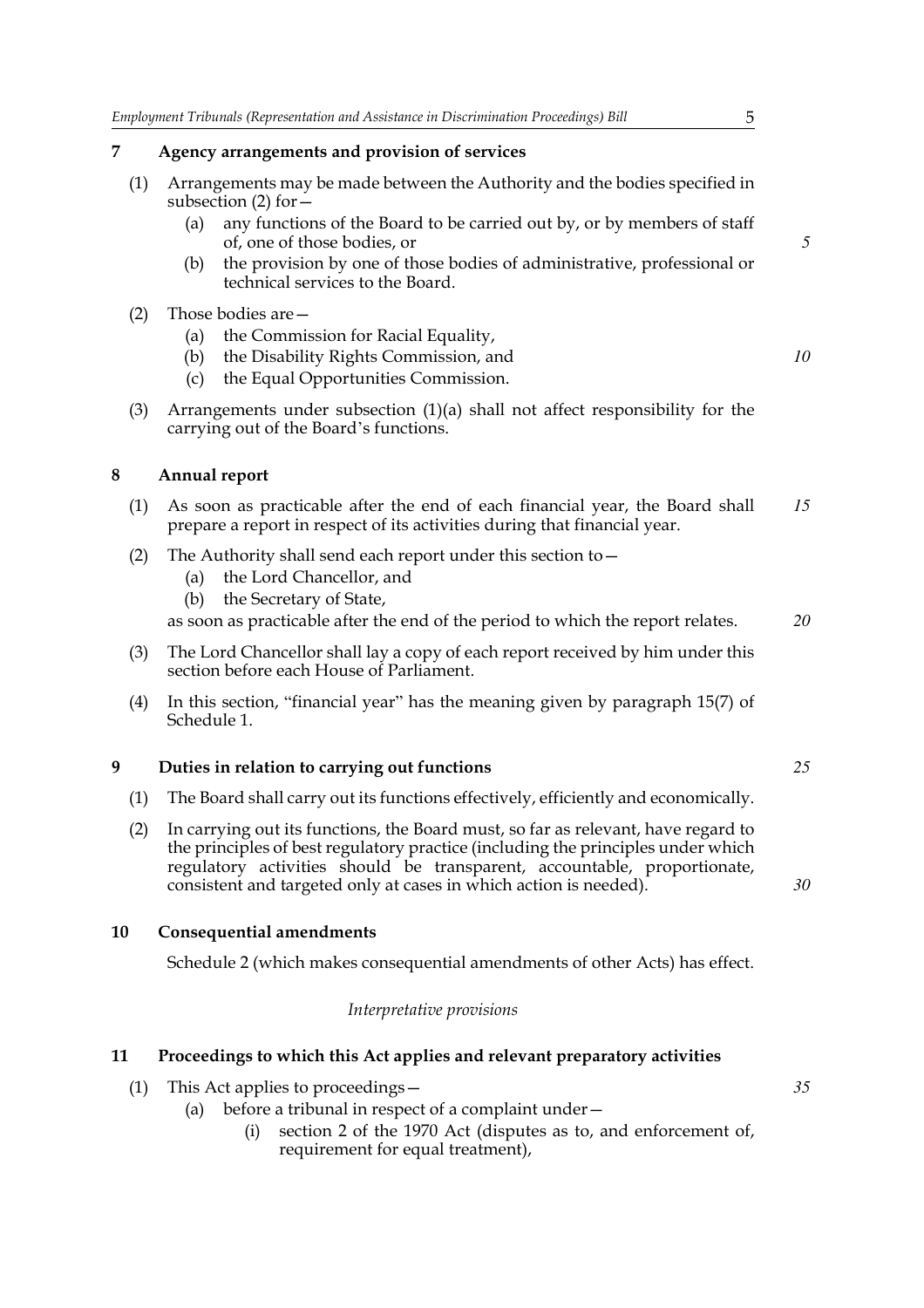## 7 Agency arrangements and provision of services

(1) Arrangements may be made between the Authority and the bodies specified in subsection (2) for—

- (a) any functions of the Board to be carried out by, or by members of staff of, one of those bodies, or
- (b) the provision by one of those bodies of administrative, professional or technical services to the Board.

(2) Those bodies are—

- (a) the Commission for Racial Equality,
- (b) the Disability Rights Commission, and
- (c) the Equal Opportunities Commission.

(3) Arrangements under subsection (1)(a) shall not affect responsibility for the carrying out of the Board's functions.

## 8 Annual report

(1) As soon as practicable after the end of each financial year, the Board shall prepare a report in respect of its activities during that financial year.

(2) The Authority shall send each report under this section to—

- (a) the Lord Chancellor, and
- (b) the Secretary of State,

as soon as practicable after the end of the period to which the report relates.

(3) The Lord Chancellor shall lay a copy of each report received by him under this section before each House of Parliament.

(4) In this section, "financial year" has the meaning given by paragraph 15(7) of Schedule 1.

## 9 Duties in relation to carrying out functions

(1) The Board shall carry out its functions effectively, efficiently and economically.

(2) In carrying out its functions, the Board must, so far as relevant, have regard to the principles of best regulatory practice (including the principles under which regulatory activities should be transparent, accountable, proportionate, consistent and targeted only at cases in which action is needed).

## 10 Consequential amendments

Schedule 2 (which makes consequential amendments of other Acts) has effect.

*Interpretative provisions*

## 11 Proceedings to which this Act applies and relevant preparatory activities

(1) This Act applies to proceedings—

- (a) before a tribunal in respect of a complaint under—
  - (i) section 2 of the 1970 Act (disputes as to, and enforcement of, requirement for equal treatment),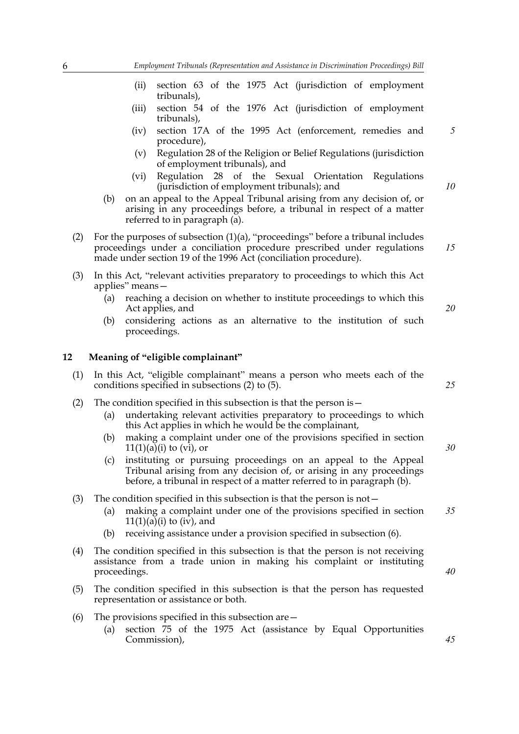(ii) section 63 of the 1975 Act (jurisdiction of employment tribunals),

    (iii) section 54 of the 1976 Act (jurisdiction of employment tribunals),

    (iv) section 17A of the 1995 Act (enforcement, remedies and procedure),

    (v) Regulation 28 of the Religion or Belief Regulations (jurisdiction of employment tribunals), and

    (vi) Regulation 28 of the Sexual Orientation Regulations (jurisdiction of employment tribunals); and

  (b) on an appeal to the Appeal Tribunal arising from any decision of, or arising in any proceedings before, a tribunal in respect of a matter referred to in paragraph (a).

(2) For the purposes of subsection (1)(a), "proceedings" before a tribunal includes proceedings under a conciliation procedure prescribed under regulations made under section 19 of the 1996 Act (conciliation procedure).

(3) In this Act, "relevant activities preparatory to proceedings to which this Act applies" means—

  (a) reaching a decision on whether to institute proceedings to which this Act applies, and

  (b) considering actions as an alternative to the institution of such proceedings.

## 12 Meaning of "eligible complainant"

(1) In this Act, "eligible complainant" means a person who meets each of the conditions specified in subsections (2) to (5).

(2) The condition specified in this subsection is that the person is—

  (a) undertaking relevant activities preparatory to proceedings to which this Act applies in which he would be the complainant,

  (b) making a complaint under one of the provisions specified in section 11(1)(a)(i) to (vi), or

  (c) instituting or pursuing proceedings on an appeal to the Appeal Tribunal arising from any decision of, or arising in any proceedings before, a tribunal in respect of a matter referred to in paragraph (b).

(3) The condition specified in this subsection is that the person is not—

  (a) making a complaint under one of the provisions specified in section 11(1)(a)(i) to (iv), and

  (b) receiving assistance under a provision specified in subsection (6).

(4) The condition specified in this subsection is that the person is not receiving assistance from a trade union in making his complaint or instituting proceedings.

(5) The condition specified in this subsection is that the person has requested representation or assistance or both.

(6) The provisions specified in this subsection are—

  (a) section 75 of the 1975 Act (assistance by Equal Opportunities Commission),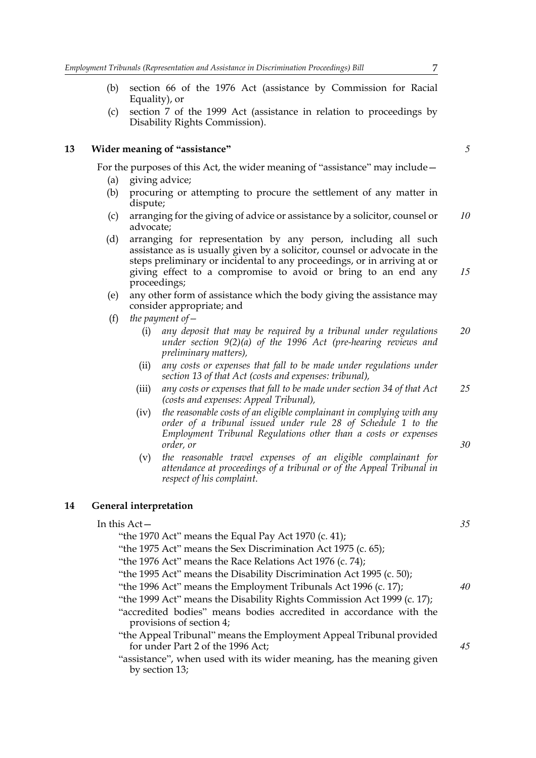- (b) section 66 of the 1976 Act (assistance by Commission for Racial Equality), or
- (c) section 7 of the 1999 Act (assistance in relation to proceedings by Disability Rights Commission).

### 13 Wider meaning of "assistance"

For the purposes of this Act, the wider meaning of "assistance" may include—

- (a) giving advice;
- (b) procuring or attempting to procure the settlement of any matter in dispute;
- (c) arranging for the giving of advice or assistance by a solicitor, counsel or advocate;
- (d) arranging for representation by any person, including all such assistance as is usually given by a solicitor, counsel or advocate in the steps preliminary or incidental to any proceedings, or in arriving at or giving effect to a compromise to avoid or bring to an end any proceedings;
- (e) any other form of assistance which the body giving the assistance may consider appropriate; and
- (f) *the payment of—*
  - (i) *any deposit that may be required by a tribunal under regulations under section 9(2)(a) of the 1996 Act (pre-hearing reviews and preliminary matters),*
  - (ii) *any costs or expenses that fall to be made under regulations under section 13 of that Act (costs and expenses: tribunal),*
  - (iii) *any costs or expenses that fall to be made under section 34 of that Act (costs and expenses: Appeal Tribunal),*
  - (iv) *the reasonable costs of an eligible complainant in complying with any order of a tribunal issued under rule 28 of Schedule 1 to the Employment Tribunal Regulations other than a costs or expenses order, or*
  - (v) *the reasonable travel expenses of an eligible complainant for attendance at proceedings of a tribunal or of the Appeal Tribunal in respect of his complaint.*

### 14 General interpretation

In this Act—

"the 1970 Act" means the Equal Pay Act 1970 (c. 41);

"the 1975 Act" means the Sex Discrimination Act 1975 (c. 65);

"the 1976 Act" means the Race Relations Act 1976 (c. 74);

"the 1995 Act" means the Disability Discrimination Act 1995 (c. 50);

"the 1996 Act" means the Employment Tribunals Act 1996 (c. 17);

"the 1999 Act" means the Disability Rights Commission Act 1999 (c. 17);

"accredited bodies" means bodies accredited in accordance with the provisions of section 4;

"the Appeal Tribunal" means the Employment Appeal Tribunal provided for under Part 2 of the 1996 Act;

"assistance", when used with its wider meaning, has the meaning given by section 13;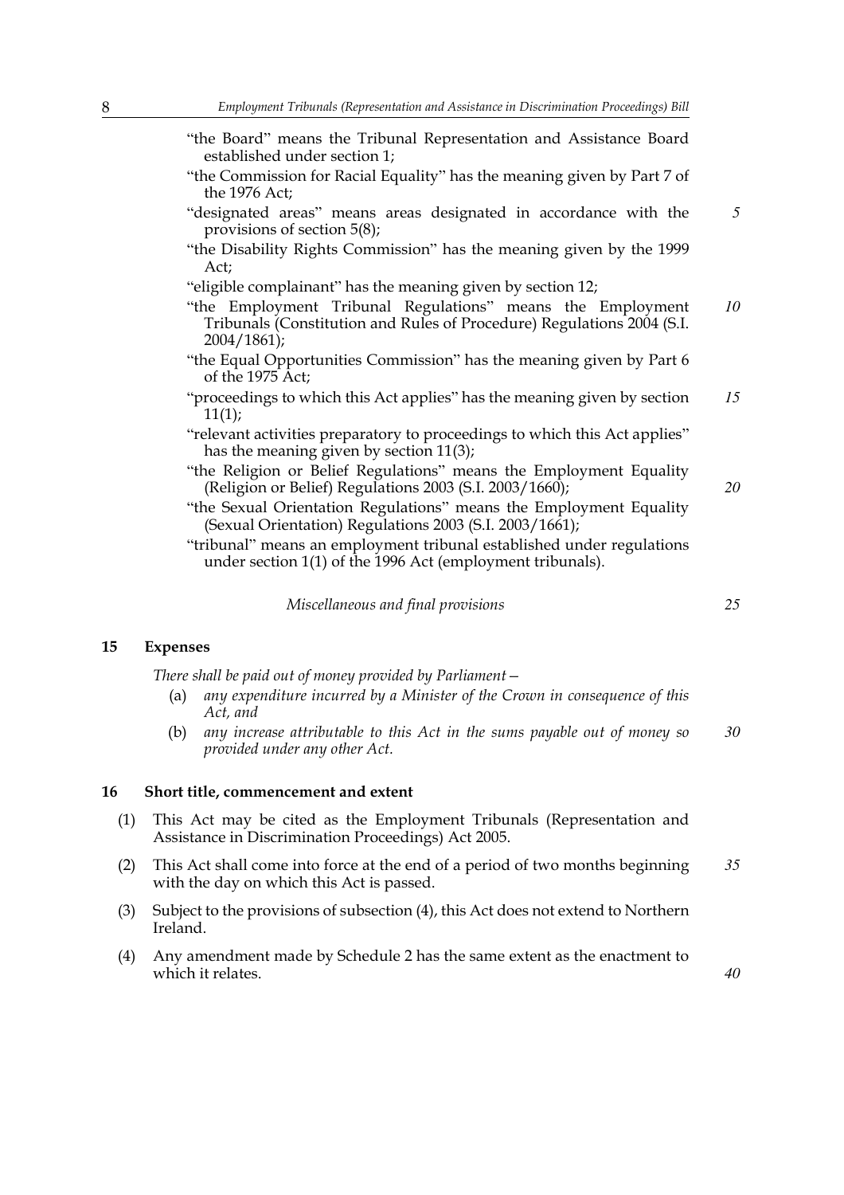"the Board" means the Tribunal Representation and Assistance Board established under section 1;

"the Commission for Racial Equality" has the meaning given by Part 7 of the 1976 Act;

"designated areas" means areas designated in accordance with the provisions of section 5(8);

"the Disability Rights Commission" has the meaning given by the 1999 Act;

"eligible complainant" has the meaning given by section 12;

"the Employment Tribunal Regulations" means the Employment Tribunals (Constitution and Rules of Procedure) Regulations 2004 (S.I. 2004/1861);

"the Equal Opportunities Commission" has the meaning given by Part 6 of the 1975 Act;

"proceedings to which this Act applies" has the meaning given by section 11(1);

"relevant activities preparatory to proceedings to which this Act applies" has the meaning given by section 11(3);

"the Religion or Belief Regulations" means the Employment Equality (Religion or Belief) Regulations 2003 (S.I. 2003/1660);

"the Sexual Orientation Regulations" means the Employment Equality (Sexual Orientation) Regulations 2003 (S.I. 2003/1661);

"tribunal" means an employment tribunal established under regulations under section 1(1) of the 1996 Act (employment tribunals).

*Miscellaneous and final provisions*

## 15 Expenses

*There shall be paid out of money provided by Parliament—*

(a) *any expenditure incurred by a Minister of the Crown in consequence of this Act, and*

(b) *any increase attributable to this Act in the sums payable out of money so provided under any other Act.*

## 16 Short title, commencement and extent

(1) This Act may be cited as the Employment Tribunals (Representation and Assistance in Discrimination Proceedings) Act 2005.

(2) This Act shall come into force at the end of a period of two months beginning with the day on which this Act is passed.

(3) Subject to the provisions of subsection (4), this Act does not extend to Northern Ireland.

(4) Any amendment made by Schedule 2 has the same extent as the enactment to which it relates.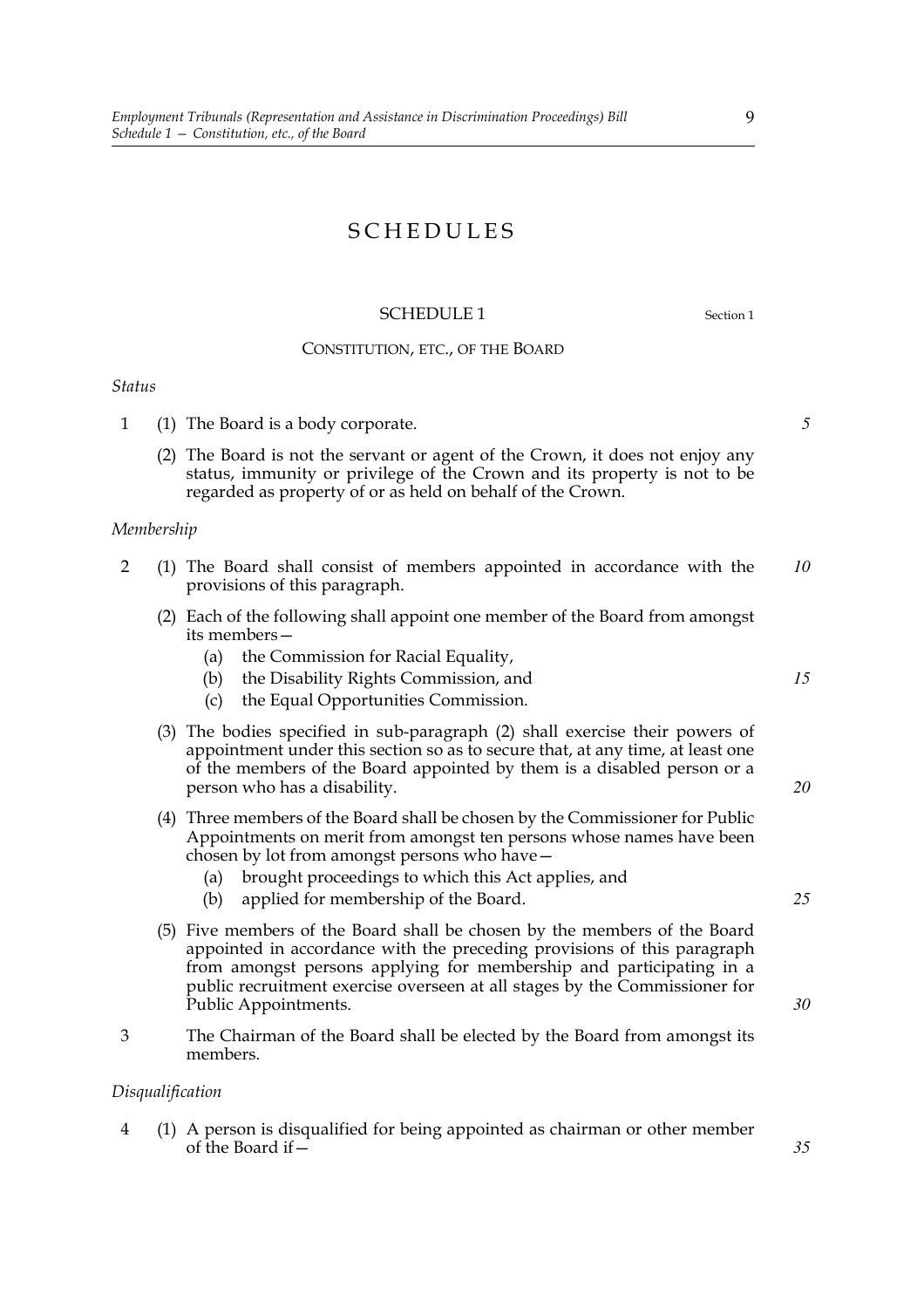# SCHEDULES

## SCHEDULE 1

Section 1

### CONSTITUTION, ETC., OF THE BOARD

*Status*

1 (1) The Board is a body corporate.

(2) The Board is not the servant or agent of the Crown, it does not enjoy any status, immunity or privilege of the Crown and its property is not to be regarded as property of or as held on behalf of the Crown.

*Membership*

2 (1) The Board shall consist of members appointed in accordance with the provisions of this paragraph.

(2) Each of the following shall appoint one member of the Board from amongst its members—

(a) the Commission for Racial Equality,

(b) the Disability Rights Commission, and

(c) the Equal Opportunities Commission.

(3) The bodies specified in sub-paragraph (2) shall exercise their powers of appointment under this section so as to secure that, at any time, at least one of the members of the Board appointed by them is a disabled person or a person who has a disability.

(4) Three members of the Board shall be chosen by the Commissioner for Public Appointments on merit from amongst ten persons whose names have been chosen by lot from amongst persons who have—

(a) brought proceedings to which this Act applies, and

(b) applied for membership of the Board.

(5) Five members of the Board shall be chosen by the members of the Board appointed in accordance with the preceding provisions of this paragraph from amongst persons applying for membership and participating in a public recruitment exercise overseen at all stages by the Commissioner for Public Appointments.

3 The Chairman of the Board shall be elected by the Board from amongst its members.

*Disqualification*

4 (1) A person is disqualified for being appointed as chairman or other member of the Board if—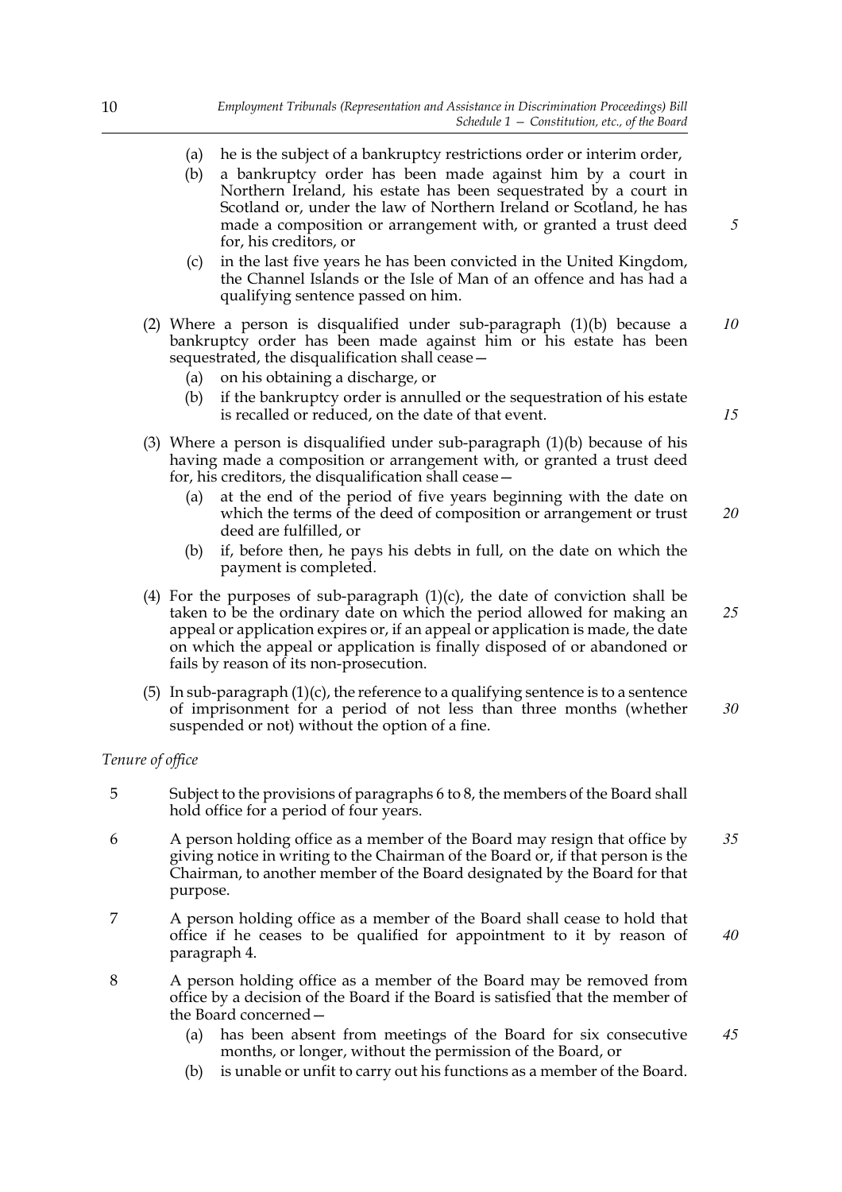(a) he is the subject of a bankruptcy restrictions order or interim order,

(b) a bankruptcy order has been made against him by a court in Northern Ireland, his estate has been sequestrated by a court in Scotland or, under the law of Northern Ireland or Scotland, he has made a composition or arrangement with, or granted a trust deed for, his creditors, or

(c) in the last five years he has been convicted in the United Kingdom, the Channel Islands or the Isle of Man of an offence and has had a qualifying sentence passed on him.

(2) Where a person is disqualified under sub-paragraph (1)(b) because a bankruptcy order has been made against him or his estate has been sequestrated, the disqualification shall cease—

(a) on his obtaining a discharge, or

(b) if the bankruptcy order is annulled or the sequestration of his estate is recalled or reduced, on the date of that event.

(3) Where a person is disqualified under sub-paragraph (1)(b) because of his having made a composition or arrangement with, or granted a trust deed for, his creditors, the disqualification shall cease—

(a) at the end of the period of five years beginning with the date on which the terms of the deed of composition or arrangement or trust deed are fulfilled, or

(b) if, before then, he pays his debts in full, on the date on which the payment is completed.

(4) For the purposes of sub-paragraph (1)(c), the date of conviction shall be taken to be the ordinary date on which the period allowed for making an appeal or application expires or, if an appeal or application is made, the date on which the appeal or application is finally disposed of or abandoned or fails by reason of its non-prosecution.

(5) In sub-paragraph (1)(c), the reference to a qualifying sentence is to a sentence of imprisonment for a period of not less than three months (whether suspended or not) without the option of a fine.

*Tenure of office*

5 Subject to the provisions of paragraphs 6 to 8, the members of the Board shall hold office for a period of four years.

6 A person holding office as a member of the Board may resign that office by giving notice in writing to the Chairman of the Board or, if that person is the Chairman, to another member of the Board designated by the Board for that purpose.

7 A person holding office as a member of the Board shall cease to hold that office if he ceases to be qualified for appointment to it by reason of paragraph 4.

8 A person holding office as a member of the Board may be removed from office by a decision of the Board if the Board is satisfied that the member of the Board concerned—

(a) has been absent from meetings of the Board for six consecutive months, or longer, without the permission of the Board, or

(b) is unable or unfit to carry out his functions as a member of the Board.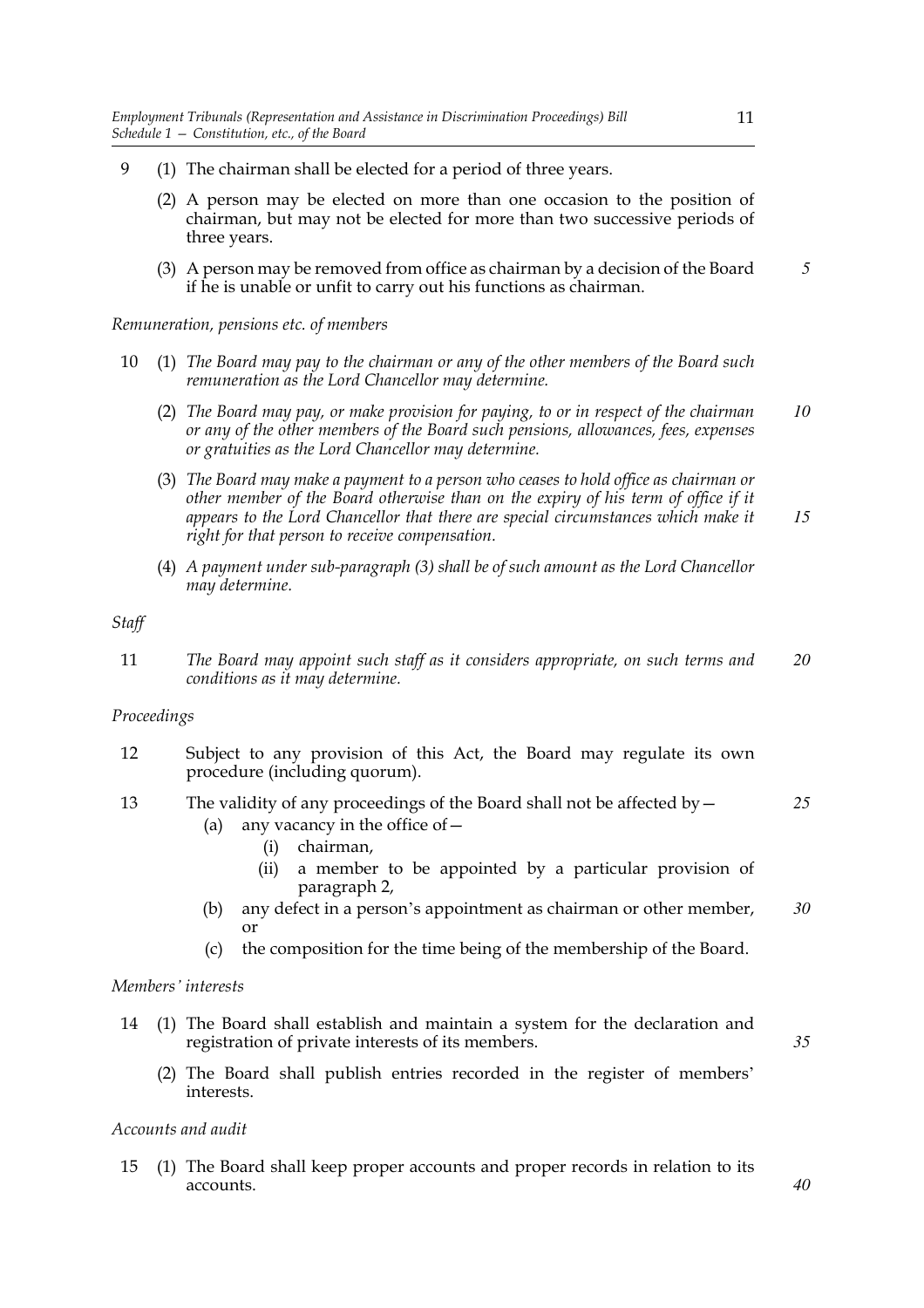9 (1) The chairman shall be elected for a period of three years.

(2) A person may be elected on more than one occasion to the position of chairman, but may not be elected for more than two successive periods of three years.

(3) A person may be removed from office as chairman by a decision of the Board if he is unable or unfit to carry out his functions as chairman.

*Remuneration, pensions etc. of members*

10 (1) *The Board may pay to the chairman or any of the other members of the Board such remuneration as the Lord Chancellor may determine.*

(2) *The Board may pay, or make provision for paying, to or in respect of the chairman or any of the other members of the Board such pensions, allowances, fees, expenses or gratuities as the Lord Chancellor may determine.*

(3) *The Board may make a payment to a person who ceases to hold office as chairman or other member of the Board otherwise than on the expiry of his term of office if it appears to the Lord Chancellor that there are special circumstances which make it right for that person to receive compensation.*

(4) *A payment under sub-paragraph (3) shall be of such amount as the Lord Chancellor may determine.*

*Staff*

11 *The Board may appoint such staff as it considers appropriate, on such terms and conditions as it may determine.*

*Proceedings*

12 Subject to any provision of this Act, the Board may regulate its own procedure (including quorum).

13 The validity of any proceedings of the Board shall not be affected by—

- (a) any vacancy in the office of—
  - (i) chairman,
  - (ii) a member to be appointed by a particular provision of paragraph 2,
- (b) any defect in a person's appointment as chairman or other member, or
- (c) the composition for the time being of the membership of the Board.

*Members' interests*

14 (1) The Board shall establish and maintain a system for the declaration and registration of private interests of its members.

(2) The Board shall publish entries recorded in the register of members' interests.

*Accounts and audit*

15 (1) The Board shall keep proper accounts and proper records in relation to its accounts.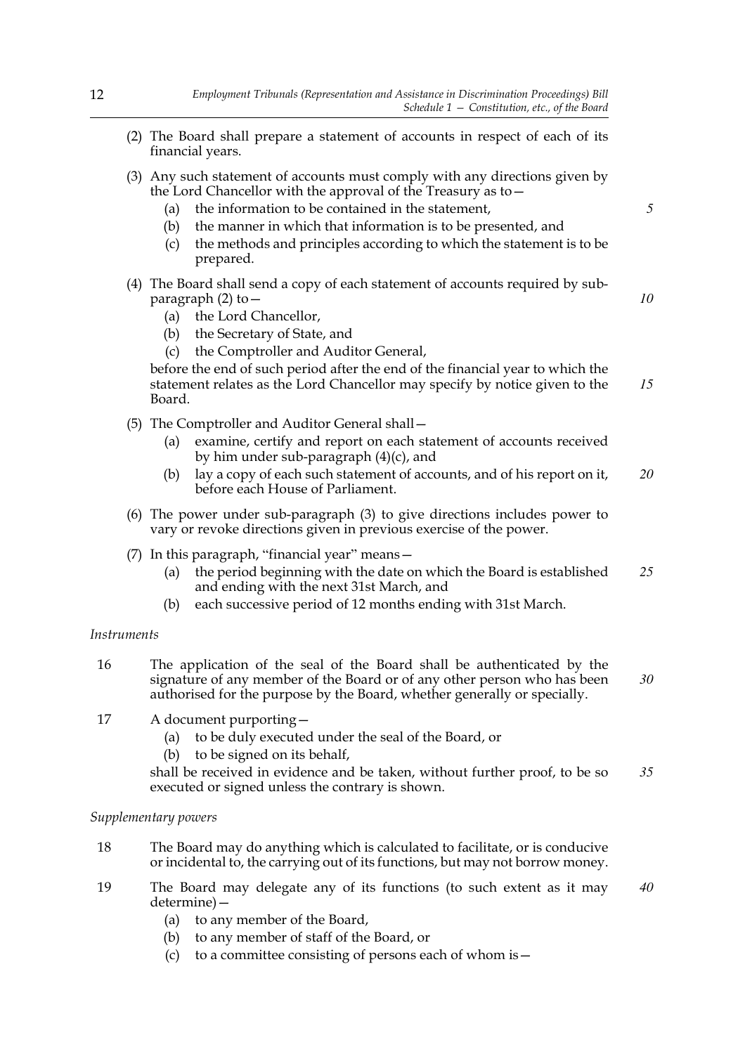(2) The Board shall prepare a statement of accounts in respect of each of its financial years.

(3) Any such statement of accounts must comply with any directions given by the Lord Chancellor with the approval of the Treasury as to—

   (a) the information to be contained in the statement,

   (b) the manner in which that information is to be presented, and

   (c) the methods and principles according to which the statement is to be prepared.

(4) The Board shall send a copy of each statement of accounts required by sub-paragraph (2) to—

   (a) the Lord Chancellor,

   (b) the Secretary of State, and

   (c) the Comptroller and Auditor General,

before the end of such period after the end of the financial year to which the statement relates as the Lord Chancellor may specify by notice given to the Board.

(5) The Comptroller and Auditor General shall—

   (a) examine, certify and report on each statement of accounts received by him under sub-paragraph (4)(c), and

   (b) lay a copy of each such statement of accounts, and of his report on it, before each House of Parliament.

(6) The power under sub-paragraph (3) to give directions includes power to vary or revoke directions given in previous exercise of the power.

(7) In this paragraph, "financial year" means—

   (a) the period beginning with the date on which the Board is established and ending with the next 31st March, and

   (b) each successive period of 12 months ending with 31st March.

*Instruments*

16 The application of the seal of the Board shall be authenticated by the signature of any member of the Board or of any other person who has been authorised for the purpose by the Board, whether generally or specially.

17 A document purporting—

   (a) to be duly executed under the seal of the Board, or

   (b) to be signed on its behalf,

shall be received in evidence and be taken, without further proof, to be so executed or signed unless the contrary is shown.

*Supplementary powers*

18 The Board may do anything which is calculated to facilitate, or is conducive or incidental to, the carrying out of its functions, but may not borrow money.

19 The Board may delegate any of its functions (to such extent as it may determine)—

   (a) to any member of the Board,

   (b) to any member of staff of the Board, or

   (c) to a committee consisting of persons each of whom is—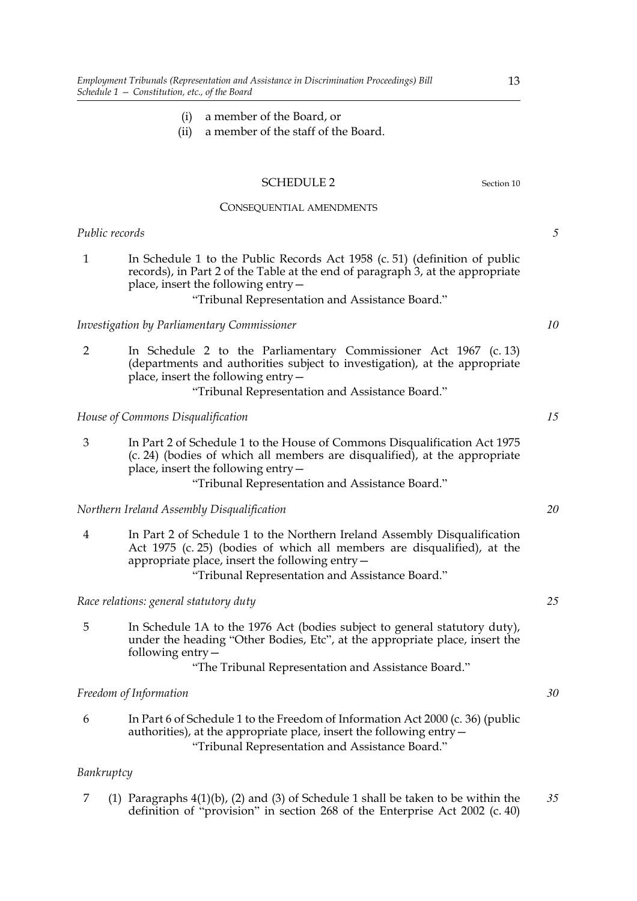(i) a member of the Board, or

(ii) a member of the staff of the Board.

## SCHEDULE 2

Section 10

CONSEQUENTIAL AMENDMENTS

*Public records*

1 In Schedule 1 to the Public Records Act 1958 (c. 51) (definition of public records), in Part 2 of the Table at the end of paragraph 3, at the appropriate place, insert the following entry—

"Tribunal Representation and Assistance Board."

*Investigation by Parliamentary Commissioner*

2 In Schedule 2 to the Parliamentary Commissioner Act 1967 (c. 13) (departments and authorities subject to investigation), at the appropriate place, insert the following entry—

"Tribunal Representation and Assistance Board."

*House of Commons Disqualification*

3 In Part 2 of Schedule 1 to the House of Commons Disqualification Act 1975 (c. 24) (bodies of which all members are disqualified), at the appropriate place, insert the following entry—

"Tribunal Representation and Assistance Board."

*Northern Ireland Assembly Disqualification*

4 In Part 2 of Schedule 1 to the Northern Ireland Assembly Disqualification Act 1975 (c. 25) (bodies of which all members are disqualified), at the appropriate place, insert the following entry—

"Tribunal Representation and Assistance Board."

*Race relations: general statutory duty*

5 In Schedule 1A to the 1976 Act (bodies subject to general statutory duty), under the heading "Other Bodies, Etc", at the appropriate place, insert the following entry—

"The Tribunal Representation and Assistance Board."

*Freedom of Information*

6 In Part 6 of Schedule 1 to the Freedom of Information Act 2000 (c. 36) (public authorities), at the appropriate place, insert the following entry—

"Tribunal Representation and Assistance Board."

*Bankruptcy*

7 (1) Paragraphs 4(1)(b), (2) and (3) of Schedule 1 shall be taken to be within the definition of "provision" in section 268 of the Enterprise Act 2002 (c. 40)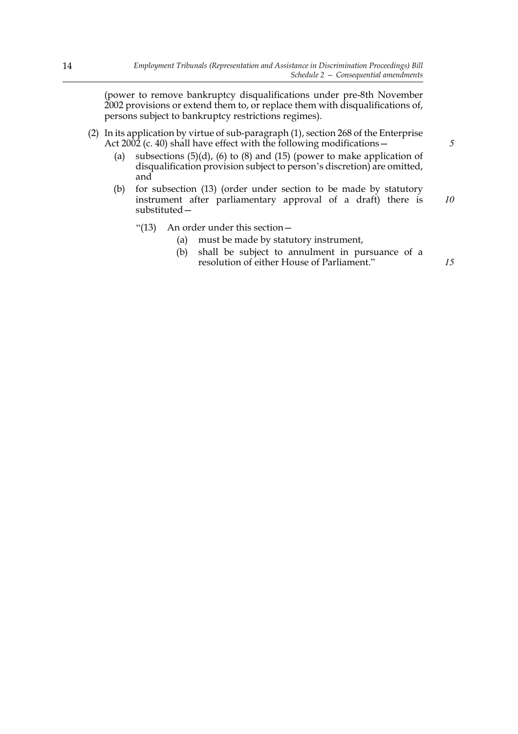(power to remove bankruptcy disqualifications under pre-8th November 2002 provisions or extend them to, or replace them with disqualifications of, persons subject to bankruptcy restrictions regimes).

(2) In its application by virtue of sub-paragraph (1), section 268 of the Enterprise Act 2002 (c. 40) shall have effect with the following modifications—

(a) subsections (5)(d), (6) to (8) and (15) (power to make application of disqualification provision subject to person's discretion) are omitted, and

(b) for subsection (13) (order under section to be made by statutory instrument after parliamentary approval of a draft) there is substituted—

"(13) An order under this section—

(a) must be made by statutory instrument,

(b) shall be subject to annulment in pursuance of a resolution of either House of Parliament."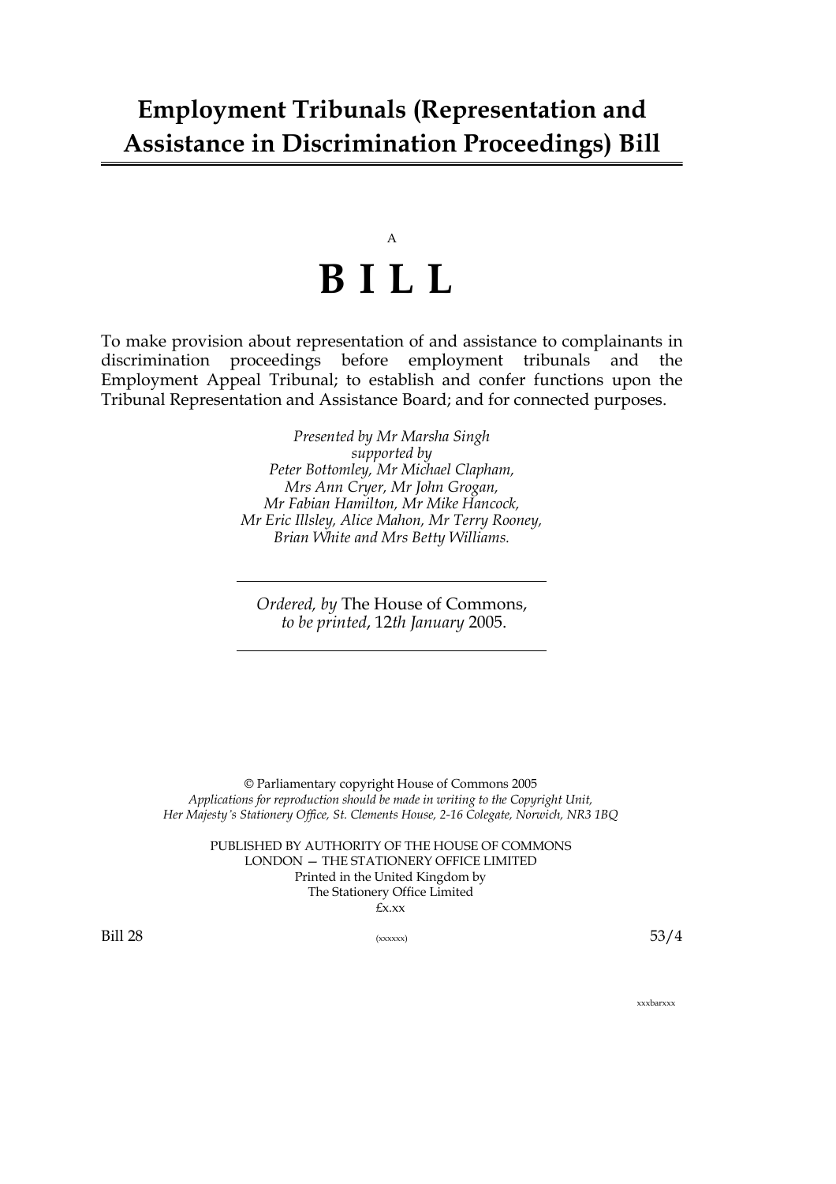# Employment Tribunals (Representation and Assistance in Discrimination Proceedings) Bill

A

# B I L L

To make provision about representation of and assistance to complainants in discrimination proceedings before employment tribunals and the Employment Appeal Tribunal; to establish and confer functions upon the Tribunal Representation and Assistance Board; and for connected purposes.

*Presented by Mr Marsha Singh*
*supported by*
*Peter Bottomley, Mr Michael Clapham,*
*Mrs Ann Cryer, Mr John Grogan,*
*Mr Fabian Hamilton, Mr Mike Hancock,*
*Mr Eric Illsley, Alice Mahon, Mr Terry Rooney,*
*Brian White and Mrs Betty Williams.*

---

*Ordered, by* The House of Commons,
*to be printed,* 12*th January* 2005.

---

© Parliamentary copyright House of Commons 2005
*Applications for reproduction should be made in writing to the Copyright Unit,*
*Her Majesty's Stationery Office, St. Clements House, 2-16 Colegate, Norwich, NR3 1BQ*

PUBLISHED BY AUTHORITY OF THE HOUSE OF COMMONS
LONDON — THE STATIONERY OFFICE LIMITED
Printed in the United Kingdom by
The Stationery Office Limited
£x.xx

Bill 28 (xxxxxx) 53/4

xxxbarxxx